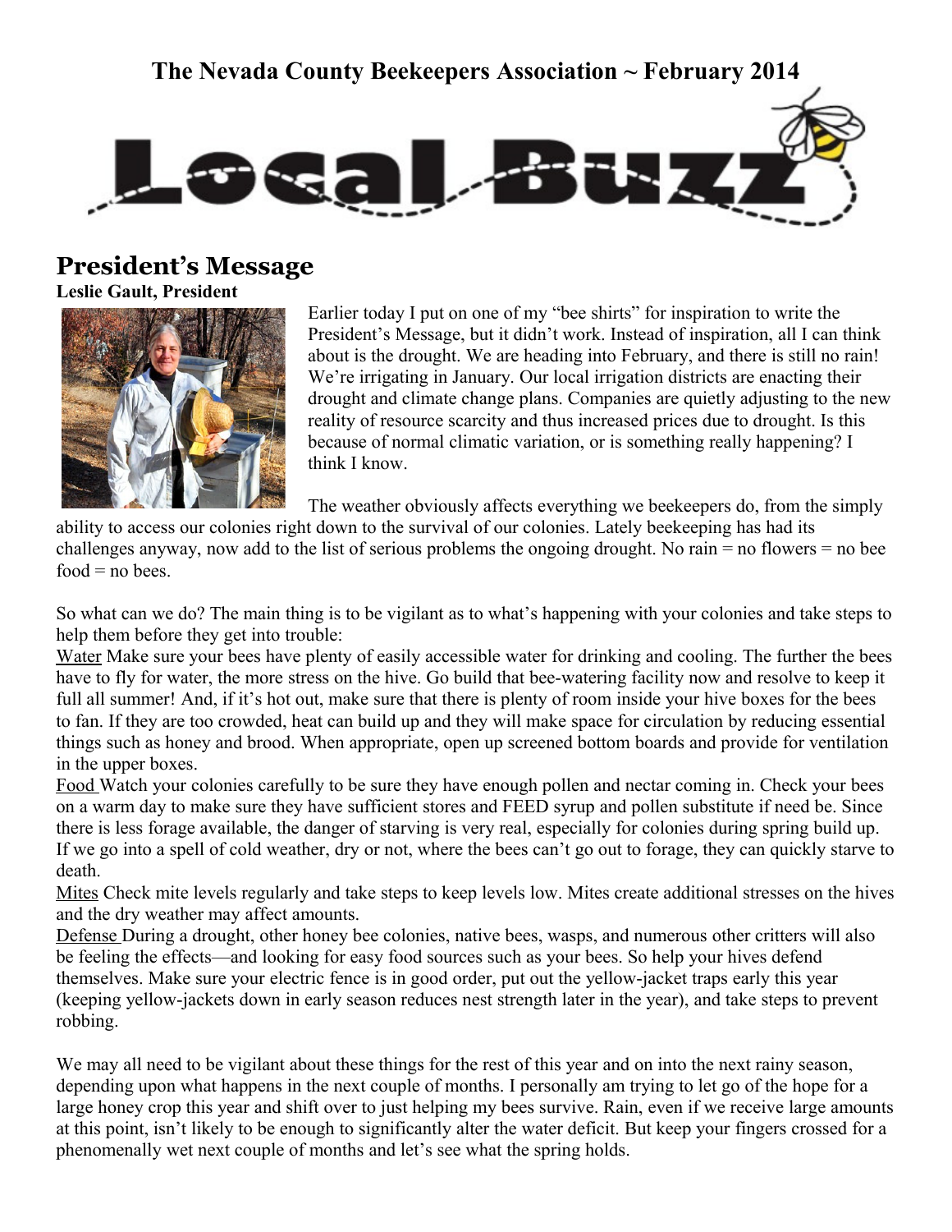**The Nevada County Beekeepers Association ~ February 2014**

# Local Buzz

## President's Message

**Leslie Gault, President**

Earlier today I put on one of my "bee shirts" for inspiration to write the President's Message, but it didn't work. Instead of inspiration, all I can think about is the drought. We are heading into February, and there is still no rain! We're irrigating in January. Our local irrigation districts are enacting their drought and climate change plans. Companies are quietly adjusting to the new reality of resource scarcity and thus increased prices due to drought. Is this because of normal climatic variation, or is something really happening? I think I know.

The weather obviously affects everything we beekeepers do, from the simply ability to access our colonies right down to the survival of our colonies. Lately beekeeping has had its challenges anyway, now add to the list of serious problems the ongoing drought. No rain = no flowers = no bee food = no bees.

So what can we do? The main thing is to be vigilant as to what's happening with your colonies and take steps to help them before they get into trouble:

Water Make sure your bees have plenty of easily accessible water for drinking and cooling. The further the bees have to fly for water, the more stress on the hive. Go build that bee-watering facility now and resolve to keep it full all summer! And, if it's hot out, make sure that there is plenty of room inside your hive boxes for the bees to fan. If they are too crowded, heat can build up and they will make space for circulation by reducing essential things such as honey and brood. When appropriate, open up screened bottom boards and provide for ventilation in the upper boxes.

Food Watch your colonies carefully to be sure they have enough pollen and nectar coming in. Check your bees on a warm day to make sure they have sufficient stores and FEED syrup and pollen substitute if need be. Since there is less forage available, the danger of starving is very real, especially for colonies during spring build up. If we go into a spell of cold weather, dry or not, where the bees can't go out to forage, they can quickly starve to death.

Mites Check mite levels regularly and take steps to keep levels low. Mites create additional stresses on the hives and the dry weather may affect amounts.

Defense During a drought, other honey bee colonies, native bees, wasps, and numerous other critters will also be feeling the effects—and looking for easy food sources such as your bees. So help your hives defend themselves. Make sure your electric fence is in good order, put out the yellow-jacket traps early this year (keeping yellow-jackets down in early season reduces nest strength later in the year), and take steps to prevent robbing.

We may all need to be vigilant about these things for the rest of this year and on into the next rainy season, depending upon what happens in the next couple of months. I personally am trying to let go of the hope for a large honey crop this year and shift over to just helping my bees survive. Rain, even if we receive large amounts at this point, isn't likely to be enough to significantly alter the water deficit. But keep your fingers crossed for a phenomenally wet next couple of months and let's see what the spring holds.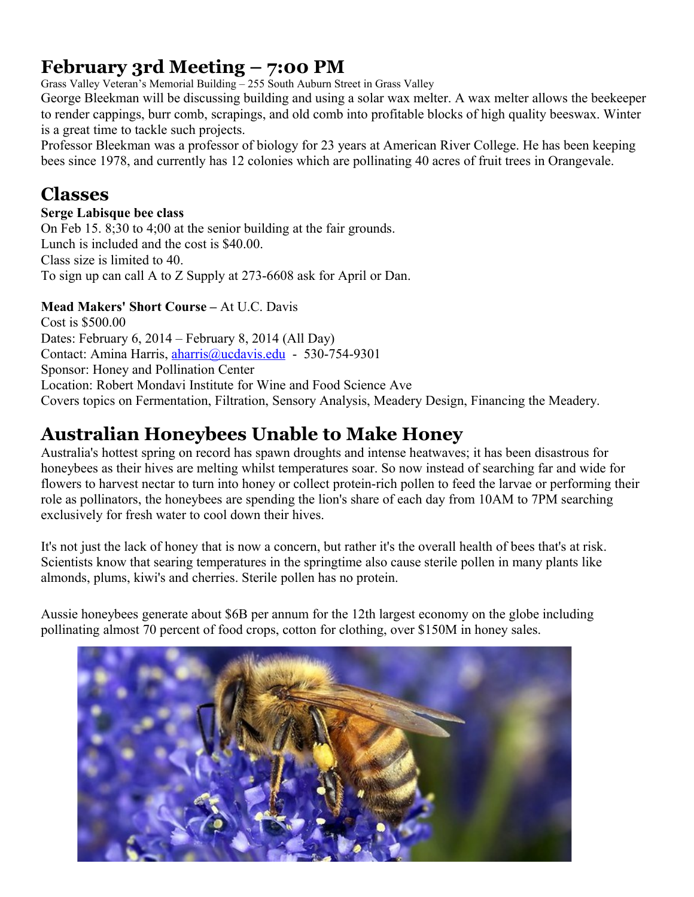## February 3rd Meeting – 7:00 PM

Grass Valley Veteran's Memorial Building – 255 South Auburn Street in Grass Valley

George Bleekman will be discussing building and using a solar wax melter. A wax melter allows the beekeeper to render cappings, burr comb, scrapings, and old comb into profitable blocks of high quality beeswax. Winter is a great time to tackle such projects.

Professor Bleekman was a professor of biology for 23 years at American River College. He has been keeping bees since 1978, and currently has 12 colonies which are pollinating 40 acres of fruit trees in Orangevale.

## Classes

**Serge Labisque bee class**

On Feb 15. 8;30 to 4;00 at the senior building at the fair grounds.

Lunch is included and the cost is $40.00.

Class size is limited to 40.

To sign up can call A to Z Supply at 273-6608 ask for April or Dan.

**Mead Makers' Short Course –** At U.C. Davis

Cost is $500.00

Dates: February 6, 2014 – February 8, 2014 (All Day)

Contact: Amina Harris, aharris@ucdavis.edu - 530-754-9301

Sponsor: Honey and Pollination Center

Location: Robert Mondavi Institute for Wine and Food Science Ave

Covers topics on Fermentation, Filtration, Sensory Analysis, Meadery Design, Financing the Meadery.

## Australian Honeybees Unable to Make Honey

Australia's hottest spring on record has spawn droughts and intense heatwaves; it has been disastrous for honeybees as their hives are melting whilst temperatures soar. So now instead of searching far and wide for flowers to harvest nectar to turn into honey or collect protein-rich pollen to feed the larvae or performing their role as pollinators, the honeybees are spending the lion's share of each day from 10AM to 7PM searching exclusively for fresh water to cool down their hives.

It's not just the lack of honey that is now a concern, but rather it's the overall health of bees that's at risk. Scientists know that searing temperatures in the springtime also cause sterile pollen in many plants like almonds, plums, kiwi's and cherries. Sterile pollen has no protein.

Aussie honeybees generate about $6B per annum for the 12th largest economy on the globe including pollinating almost 70 percent of food crops, cotton for clothing, over $150M in honey sales.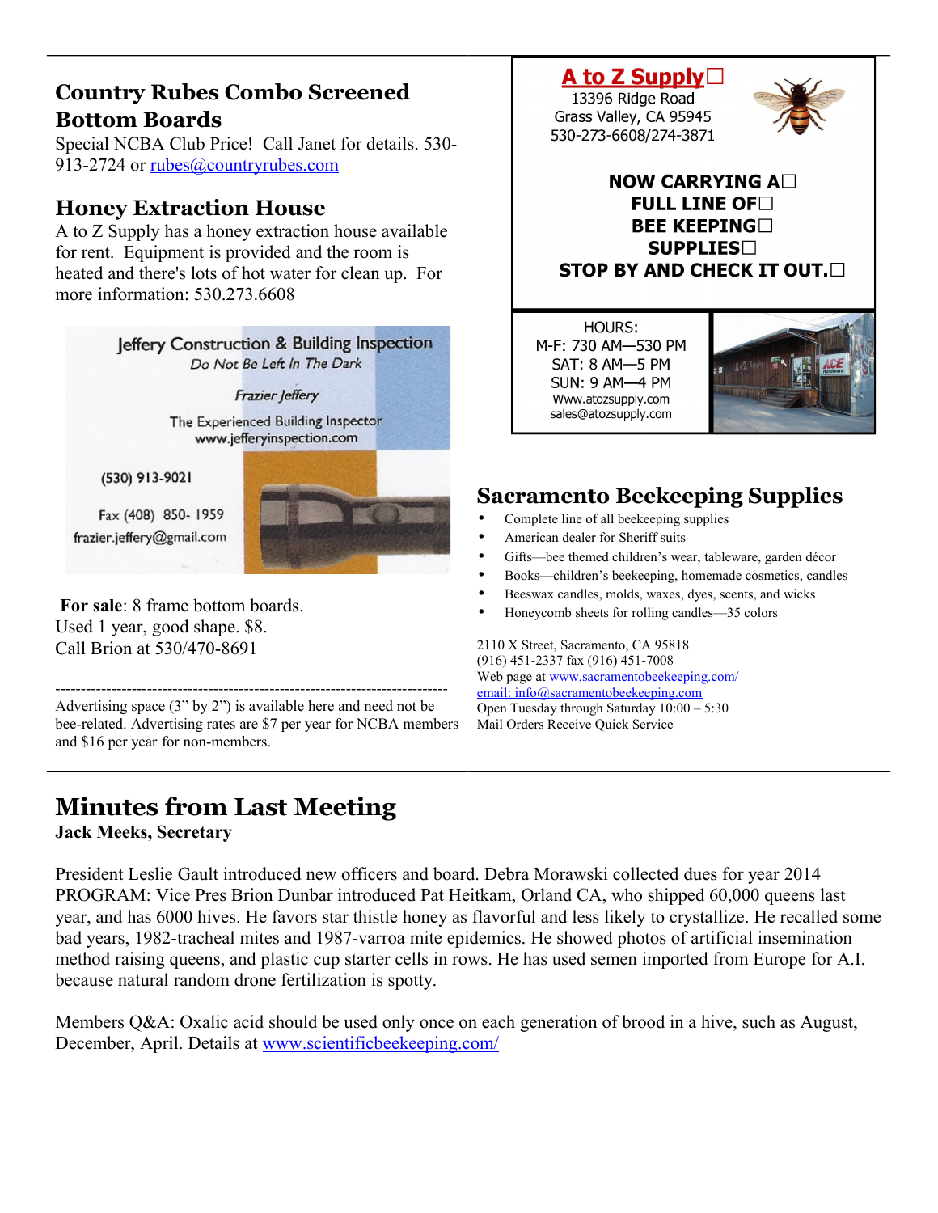## Country Rubes Combo Screened Bottom Boards

Special NCBA Club Price! Call Janet for details. 530-913-2724 or rubes@countryrubes.com

## Honey Extraction House

A to Z Supply has a honey extraction house available for rent. Equipment is provided and the room is heated and there's lots of hot water for clean up. For more information: 530.273.6608

Jeffery Construction & Building Inspection
*Do Not Be Left In The Dark*

*Frazier Jeffery*

The Experienced Building Inspector
www.jefferyinspection.com

(530) 913-9021

Fax (408) 850- 1959
frazier.jeffery@gmail.com

**For sale**: 8 frame bottom boards. Used 1 year, good shape. $8. Call Brion at 530/470-8691

---

Advertising space (3" by 2") is available here and need not be bee-related. Advertising rates are $7 per year for NCBA members and $16 per year for non-members.

**A to Z Supply**
13396 Ridge Road
Grass Valley, CA 95945
530-273-6608/274-3871

**NOW CARRYING A FULL LINE OF BEE KEEPING SUPPLIES**
**STOP BY AND CHECK IT OUT.**

HOURS:
M-F: 730 AM—530 PM
SAT: 8 AM—5 PM
SUN: 9 AM—4 PM
Www.atozsupply.com
sales@atozsupply.com

## Sacramento Beekeeping Supplies

- Complete line of all beekeeping supplies
- American dealer for Sheriff suits
- Gifts—bee themed children's wear, tableware, garden décor
- Books—children's beekeeping, homemade cosmetics, candles
- Beeswax candles, molds, waxes, dyes, scents, and wicks
- Honeycomb sheets for rolling candles—35 colors

2110 X Street, Sacramento, CA 95818
(916) 451-2337 fax (916) 451-7008
Web page at www.sacramentobeekeeping.com/
email: info@sacramentobeekeeping.com
Open Tuesday through Saturday 10:00 – 5:30
Mail Orders Receive Quick Service

# Minutes from Last Meeting

**Jack Meeks, Secretary**

President Leslie Gault introduced new officers and board. Debra Morawski collected dues for year 2014 PROGRAM: Vice Pres Brion Dunbar introduced Pat Heitkam, Orland CA, who shipped 60,000 queens last year, and has 6000 hives. He favors star thistle honey as flavorful and less likely to crystallize. He recalled some bad years, 1982-tracheal mites and 1987-varroa mite epidemics. He showed photos of artificial insemination method raising queens, and plastic cup starter cells in rows. He has used semen imported from Europe for A.I. because natural random drone fertilization is spotty.

Members Q&A: Oxalic acid should be used only once on each generation of brood in a hive, such as August, December, April. Details at www.scientificbeekeeping.com/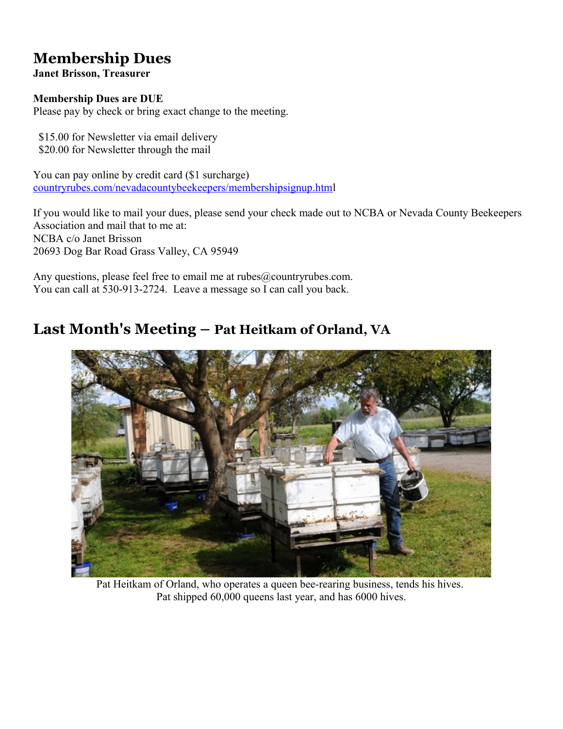## Membership Dues

**Janet Brisson, Treasurer**

**Membership Dues are DUE**

Please pay by check or bring exact change to the meeting.

$15.00 for Newsletter via email delivery
$20.00 for Newsletter through the mail

You can pay online by credit card ($1 surcharge)
countryrubes.com/nevadacountybeekeepers/membershipsignup.html

If you would like to mail your dues, please send your check made out to NCBA or Nevada County Beekeepers Association and mail that to me at:
NCBA c/o Janet Brisson
20693 Dog Bar Road Grass Valley, CA 95949

Any questions, please feel free to email me at rubes@countryrubes.com.
You can call at 530-913-2724. Leave a message so I can call you back.

## Last Month's Meeting – Pat Heitkam of Orland, VA

Pat Heitkam of Orland, who operates a queen bee-rearing business, tends his hives. Pat shipped 60,000 queens last year, and has 6000 hives.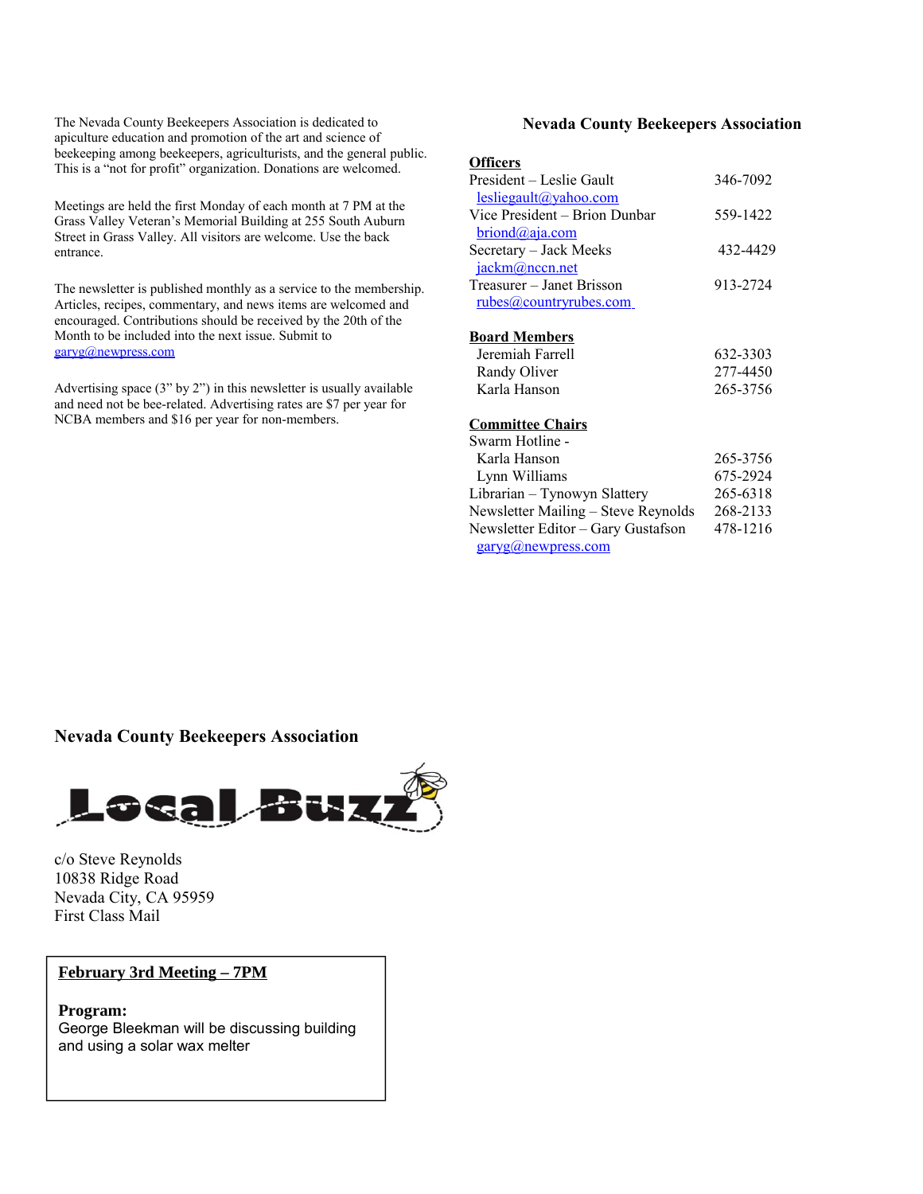The Nevada County Beekeepers Association is dedicated to apiculture education and promotion of the art and science of beekeeping among beekeepers, agriculturists, and the general public. This is a "not for profit" organization. Donations are welcomed.

Meetings are held the first Monday of each month at 7 PM at the Grass Valley Veteran's Memorial Building at 255 South Auburn Street in Grass Valley. All visitors are welcome. Use the back entrance.

The newsletter is published monthly as a service to the membership. Articles, recipes, commentary, and news items are welcomed and encouraged. Contributions should be received by the 20th of the Month to be included into the next issue. Submit to garyg@newpress.com

Advertising space (3" by 2") in this newsletter is usually available and need not be bee-related. Advertising rates are $7 per year for NCBA members and $16 per year for non-members.

## Nevada County Beekeepers Association

**Officers**

President – Leslie Gault 346-7092
lesliegault@yahoo.com
Vice President – Brion Dunbar 559-1422
briond@aja.com
Secretary – Jack Meeks 432-4429
jackm@nccn.net
Treasurer – Janet Brisson 913-2724
rubes@countryrubes.com

**Board Members**

Jeremiah Farrell 632-3303
Randy Oliver 277-4450
Karla Hanson 265-3756

**Committee Chairs**

Swarm Hotline -
Karla Hanson 265-3756
Lynn Williams 675-2924
Librarian – Tynowyn Slattery 265-6318
Newsletter Mailing – Steve Reynolds 268-2133
Newsletter Editor – Gary Gustafson 478-1216
garyg@newpress.com

## Nevada County Beekeepers Association

Local Buzz

c/o Steve Reynolds
10838 Ridge Road
Nevada City, CA 95959
First Class Mail

**February 3rd Meeting – 7PM**

**Program:**
George Bleekman will be discussing building and using a solar wax melter